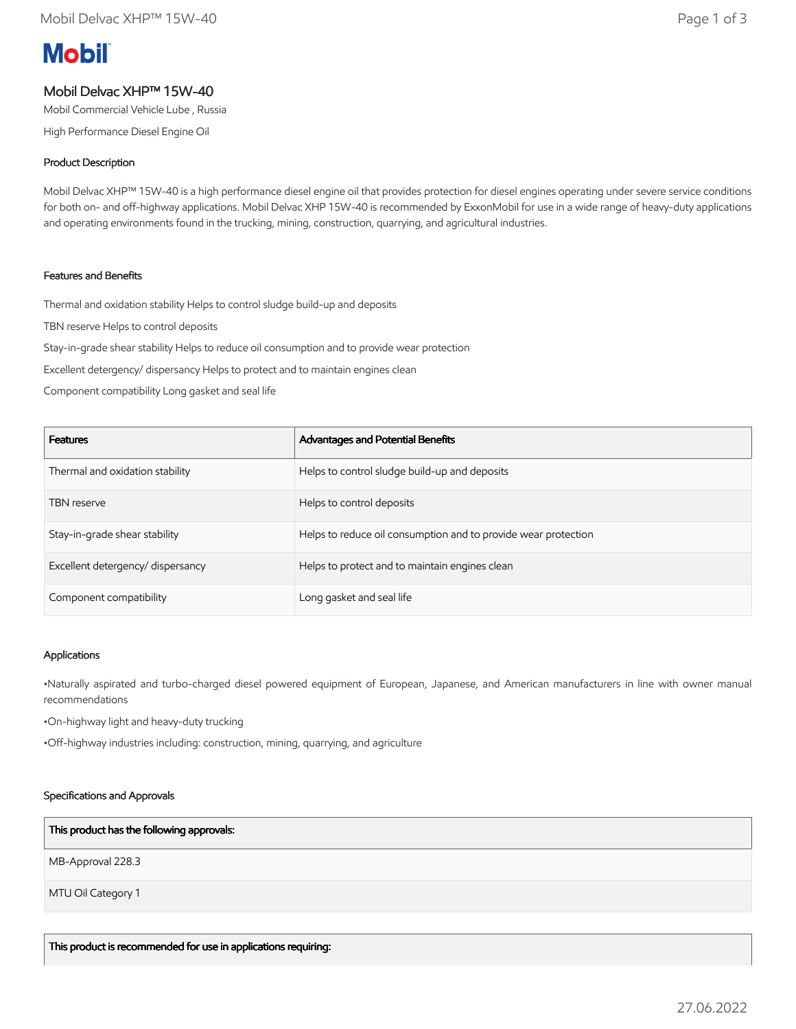Mobil

# Mobil Delvac XHP™ 15W-40

Mobil Commercial Vehicle Lube , Russia

High Performance Diesel Engine Oil

## Product Description

Mobil Delvac XHP™ 15W-40 is a high performance diesel engine oil that provides protection for diesel engines operating under severe service conditions for both on- and off-highway applications. Mobil Delvac XHP 15W-40 is recommended by ExxonMobil for use in a wide range of heavy-duty applications and operating environments found in the trucking, mining, construction, quarrying, and agricultural industries.

## Features and Benefits

Thermal and oxidation stability Helps to control sludge build-up and deposits

TBN reserve Helps to control deposits

Stay-in-grade shear stability Helps to reduce oil consumption and to provide wear protection

Excellent detergency/ dispersancy Helps to protect and to maintain engines clean

Component compatibility Long gasket and seal life

| Features | Advantages and Potential Benefits |
|---|---|
| Thermal and oxidation stability | Helps to control sludge build-up and deposits |
| TBN reserve | Helps to control deposits |
| Stay-in-grade shear stability | Helps to reduce oil consumption and to provide wear protection |
| Excellent detergency/ dispersancy | Helps to protect and to maintain engines clean |
| Component compatibility | Long gasket and seal life |

## Applications

•Naturally aspirated and turbo-charged diesel powered equipment of European, Japanese, and American manufacturers in line with owner manual recommendations

•On-highway light and heavy-duty trucking

•Off-highway industries including: construction, mining, quarrying, and agriculture

## Specifications and Approvals

| This product has the following approvals: |
|---|
| MB-Approval 228.3 |
| MTU Oil Category 1 |

| This product is recommended for use in applications requiring: |
|---|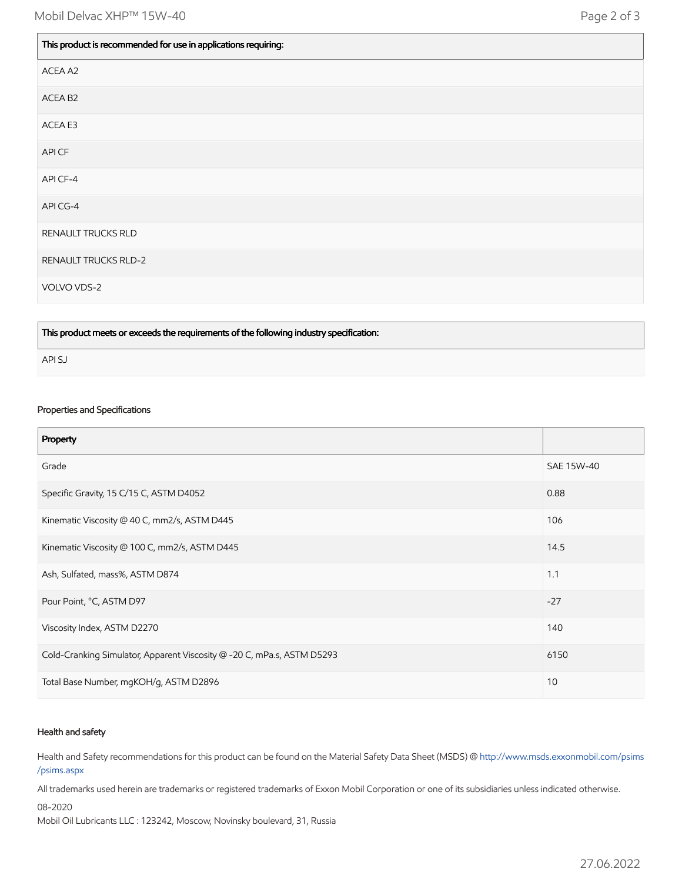| This product is recommended for use in applications requiring: |
| --- |
| ACEA A2 |
| ACEA B2 |
| ACEA E3 |
| API CF |
| API CF-4 |
| API CG-4 |
| RENAULT TRUCKS RLD |
| RENAULT TRUCKS RLD-2 |
| VOLVO VDS-2 |

| This product meets or exceeds the requirements of the following industry specification: |
| --- |
| API SJ |

### Properties and Specifications

| Property | |
| --- | --- |
| Grade | SAE 15W-40 |
| Specific Gravity, 15 C/15 C, ASTM D4052 | 0.88 |
| Kinematic Viscosity @ 40 C, mm2/s, ASTM D445 | 106 |
| Kinematic Viscosity @ 100 C, mm2/s, ASTM D445 | 14.5 |
| Ash, Sulfated, mass%, ASTM D874 | 1.1 |
| Pour Point, °C, ASTM D97 | -27 |
| Viscosity Index, ASTM D2270 | 140 |
| Cold-Cranking Simulator, Apparent Viscosity @ -20 C, mPa.s, ASTM D5293 | 6150 |
| Total Base Number, mgKOH/g, ASTM D2896 | 10 |

### Health and safety

Health and Safety recommendations for this product can be found on the Material Safety Data Sheet (MSDS) @ http://www.msds.exxonmobil.com/psims/psims.aspx

All trademarks used herein are trademarks or registered trademarks of Exxon Mobil Corporation or one of its subsidiaries unless indicated otherwise.

08-2020

Mobil Oil Lubricants LLC : 123242, Moscow, Novinsky boulevard, 31, Russia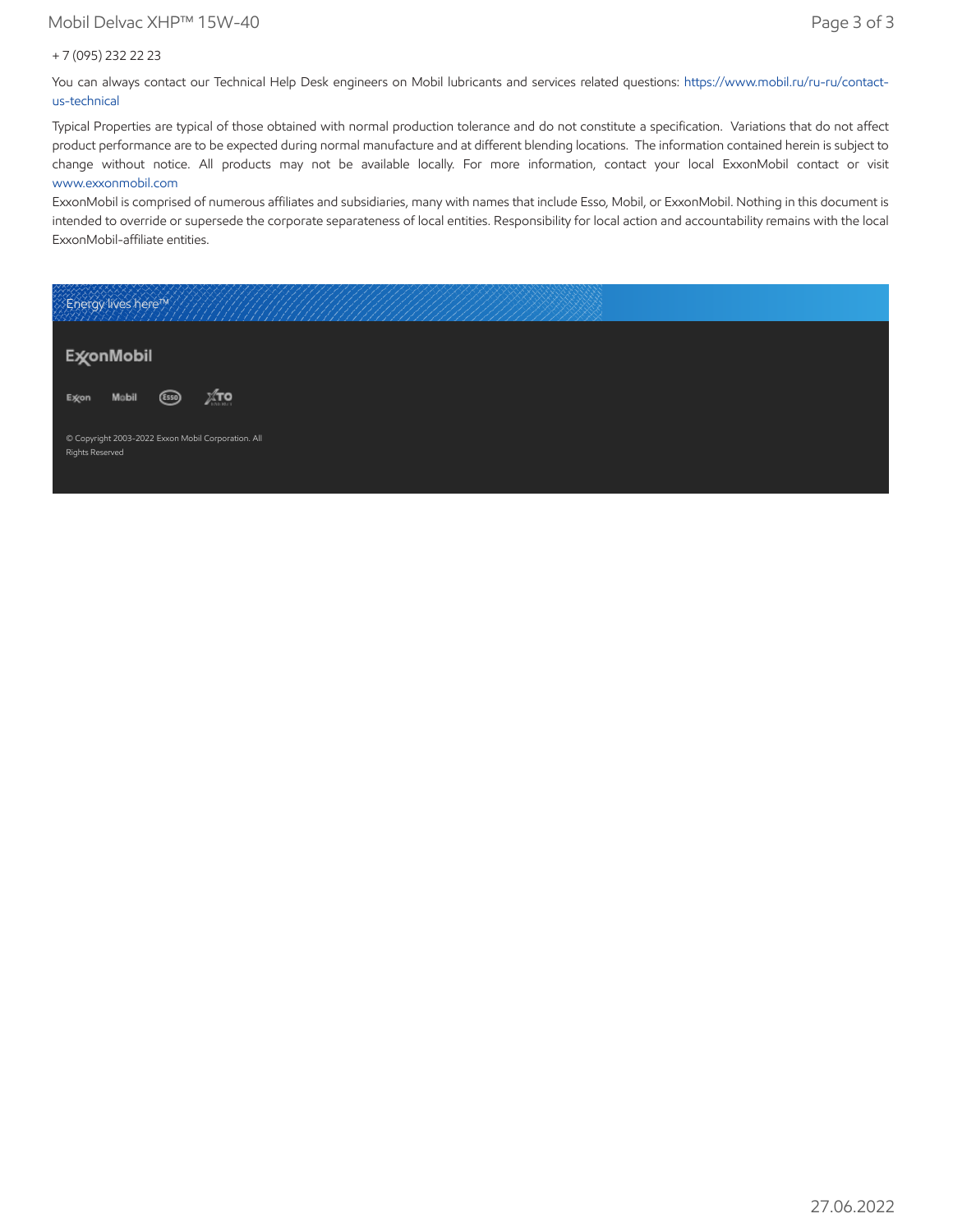+ 7 (095) 232 22 23

You can always contact our Technical Help Desk engineers on Mobil lubricants and services related questions: https://www.mobil.ru/ru-ru/contact-us-technical

Typical Properties are typical of those obtained with normal production tolerance and do not constitute a specification. Variations that do not affect product performance are to be expected during normal manufacture and at different blending locations. The information contained herein is subject to change without notice. All products may not be available locally. For more information, contact your local ExxonMobil contact or visit www.exxonmobil.com

ExxonMobil is comprised of numerous affiliates and subsidiaries, many with names that include Esso, Mobil, or ExxonMobil. Nothing in this document is intended to override or supersede the corporate separateness of local entities. Responsibility for local action and accountability remains with the local ExxonMobil-affiliate entities.

Energy lives here™

ExxonMobil

© Copyright 2003-2022 Exxon Mobil Corporation. All Rights Reserved